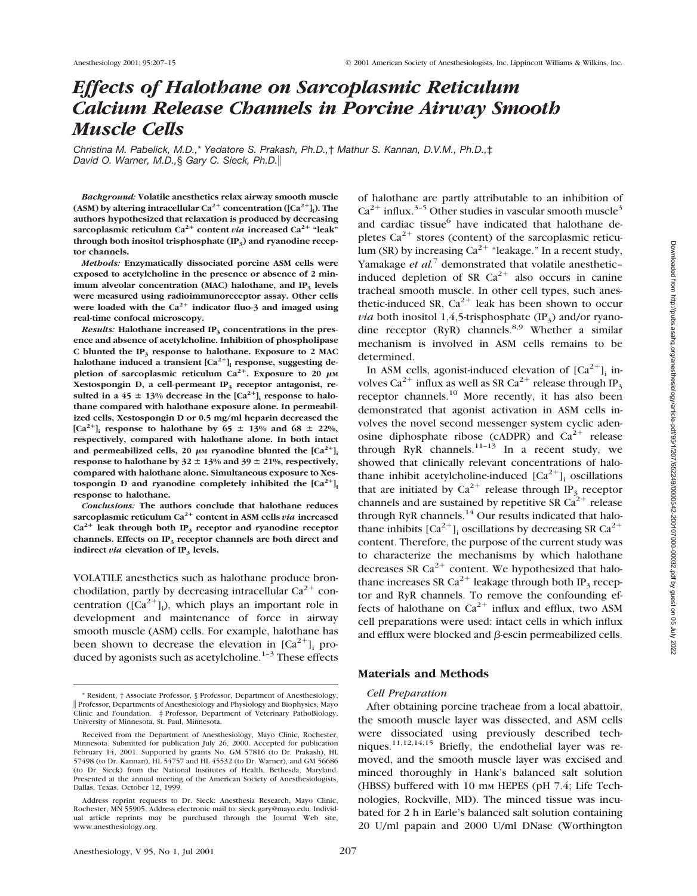# Effects of Halothane on Sarcoplasmic Reticulum Calcium Release Channels in Porcine Airway Smooth Muscle Cells

*Christina M. Pabelick, M.D.,\* Yedatore S. Prakash, Ph.D.,† Mathur S. Kannan, D.V.M., Ph.D.,‡ David O. Warner, M.D.,§ Gary C. Sieck, Ph.D.‖*

***Background:*** **Volatile anesthetics relax airway smooth muscle (ASM) by altering intracellular $Ca^{2+}$ concentration ($[Ca^{2+}]_i$). The authors hypothesized that relaxation is produced by decreasing sarcoplasmic reticulum $Ca^{2+}$ content *via* increased $Ca^{2+}$ "leak" through both inositol trisphosphate ($IP_3$) and ryanodine receptor channels.**

***Methods:*** **Enzymatically dissociated porcine ASM cells were exposed to acetylcholine in the presence or absence of 2 minimum alveolar concentration (MAC) halothane, and $IP_3$ levels were measured using radioimmunoreceptor assay. Other cells were loaded with the $Ca^{2+}$ indicator fluo-3 and imaged using real-time confocal microscopy.**

***Results:*** **Halothane increased $IP_3$ concentrations in the presence and absence of acetylcholine. Inhibition of phospholipase C blunted the $IP_3$ response to halothane. Exposure to 2 MAC halothane induced a transient $[Ca^{2+}]_i$ response, suggesting depletion of sarcoplasmic reticulum $Ca^{2+}$. Exposure to 20 μM Xestospongin D, a cell-permeant $IP_3$ receptor antagonist, resulted in a 45 ± 13% decrease in the $[Ca^{2+}]_i$ response to halothane compared with halothane exposure alone. In permeabilized cells, Xestospongin D or 0.5 mg/ml heparin decreased the $[Ca^{2+}]_i$ response to halothane by 65 ± 13% and 68 ± 22%, respectively, compared with halothane alone. In both intact and permeabilized cells, 20 μM ryanodine blunted the $[Ca^{2+}]_i$ response to halothane by 32 ± 13% and 39 ± 21%, respectively, compared with halothane alone. Simultaneous exposure to Xestospongin D and ryanodine completely inhibited the $[Ca^{2+}]_i$ response to halothane.**

***Conclusions:*** **The authors conclude that halothane reduces sarcoplasmic reticulum $Ca^{2+}$ content in ASM cells *via* increased $Ca^{2+}$ leak through both $IP_3$ receptor and ryanodine receptor channels. Effects on $IP_3$ receptor channels are both direct and indirect *via* elevation of $IP_3$ levels.**

VOLATILE anesthetics such as halothane produce bronchodilation, partly by decreasing intracellular $Ca^{2+}$ concentration ($[Ca^{2+}]_i$), which plays an important role in development and maintenance of force in airway smooth muscle (ASM) cells. For example, halothane has been shown to decrease the elevation in $[Ca^{2+}]_i$ produced by agonists such as acetylcholine.[1–3] These effects of halothane are partly attributable to an inhibition of $Ca^{2+}$ influx.[3–5] Other studies in vascular smooth muscle[3] and cardiac tissue[6] have indicated that halothane depletes $Ca^{2+}$ stores (content) of the sarcoplasmic reticulum (SR) by increasing $Ca^{2+}$ "leakage." In a recent study, Yamakage *et al.*[7] demonstrated that volatile anesthetic–induced depletion of SR $Ca^{2+}$ also occurs in canine tracheal smooth muscle. In other cell types, such anesthetic-induced SR, $Ca^{2+}$ leak has been shown to occur *via* both inositol 1,4,5-trisphosphate ($IP_3$) and/or ryanodine receptor (RyR) channels.[8,9] Whether a similar mechanism is involved in ASM cells remains to be determined.

In ASM cells, agonist-induced elevation of $[Ca^{2+}]_i$ involves $Ca^{2+}$ influx as well as SR $Ca^{2+}$ release through $IP_3$ receptor channels.[10] More recently, it has also been demonstrated that agonist activation in ASM cells involves the novel second messenger system cyclic adenosine diphosphate ribose (cADPR) and $Ca^{2+}$ release through RyR channels.[11–13] In a recent study, we showed that clinically relevant concentrations of halothane inhibit acetylcholine-induced $[Ca^{2+}]_i$ oscillations that are initiated by $Ca^{2+}$ release through $IP_3$ receptor channels and are sustained by repetitive SR $Ca^{2+}$ release through RyR channels.[14] Our results indicated that halothane inhibits $[Ca^{2+}]_i$ oscillations by decreasing SR $Ca^{2+}$ content. Therefore, the purpose of the current study was to characterize the mechanisms by which halothane decreases SR $Ca^{2+}$ content. We hypothesized that halothane increases SR $Ca^{2+}$ leakage through both $IP_3$ receptor and RyR channels. To remove the confounding effects of halothane on $Ca^{2+}$ influx and efflux, two ASM cell preparations were used: intact cells in which influx and efflux were blocked and β-escin permeabilized cells.

## Materials and Methods

### *Cell Preparation*

After obtaining porcine tracheae from a local abattoir, the smooth muscle layer was dissected, and ASM cells were dissociated using previously described techniques.[11,12,14,15] Briefly, the endothelial layer was removed, and the smooth muscle layer was excised and minced thoroughly in Hank's balanced salt solution (HBSS) buffered with 10 mM HEPES (pH 7.4; Life Technologies, Rockville, MD). The minced tissue was incubated for 2 h in Earle's balanced salt solution containing 20 U/ml papain and 2000 U/ml DNase (Worthington

---

\* Resident, † Associate Professor, § Professor, Department of Anesthesiology, ‖ Professor, Departments of Anesthesiology and Physiology and Biophysics, Mayo Clinic and Foundation. ‡ Professor, Department of Veterinary PathoBiology, University of Minnesota, St. Paul, Minnesota.

Received from the Department of Anesthesiology, Mayo Clinic, Rochester, Minnesota. Submitted for publication July 26, 2000. Accepted for publication February 14, 2001. Supported by grants No. GM 57816 (to Dr. Prakash), HL 57498 (to Dr. Kannan), HL 54757 and HL 45532 (to Dr. Warner), and GM 56686 (to Dr. Sieck) from the National Institutes of Health, Bethesda, Maryland. Presented at the annual meeting of the American Society of Anesthesiologists, Dallas, Texas, October 12, 1999.

Address reprint requests to Dr. Sieck: Anesthesia Research, Mayo Clinic, Rochester, MN 55905. Address electronic mail to: sieck.gary@mayo.edu. Individual article reprints may be purchased through the Journal Web site, www.anesthesiology.org.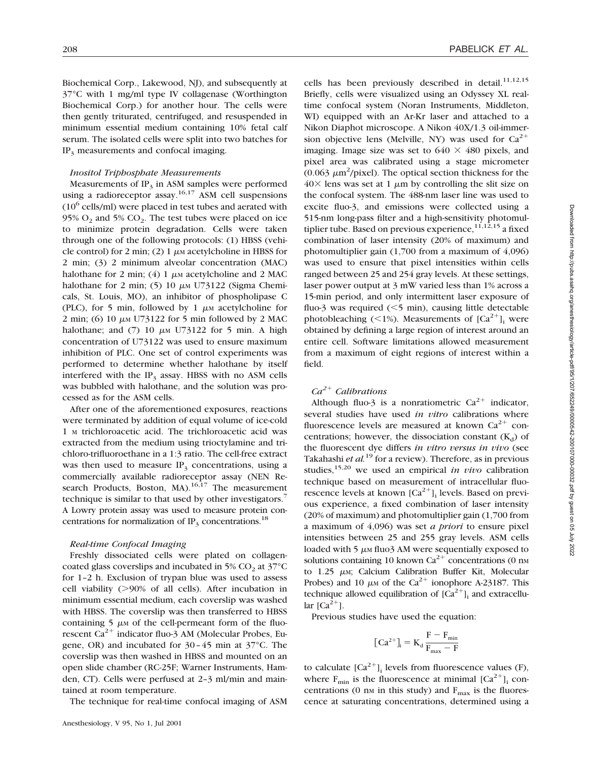Biochemical Corp., Lakewood, NJ), and subsequently at 37°C with 1 mg/ml type IV collagenase (Worthington Biochemical Corp.) for another hour. The cells were then gently triturated, centrifuged, and resuspended in minimum essential medium containing 10% fetal calf serum. The isolated cells were split into two batches for $IP_3$ measurements and confocal imaging.

### *Inositol Triphosphate Measurements*

Measurements of $IP_3$ in ASM samples were performed using a radioreceptor assay.[16,17] ASM cell suspensions ($10^6$ cells/ml) were placed in test tubes and aerated with 95% $O_2$ and 5% $CO_2$. The test tubes were placed on ice to minimize protein degradation. Cells were taken through one of the following protocols: (1) HBSS (vehicle control) for 2 min; (2) 1 $\mu$M acetylcholine in HBSS for 2 min; (3) 2 minimum alveolar concentration (MAC) halothane for 2 min; (4) 1 $\mu$M acetylcholine and 2 MAC halothane for 2 min; (5) 10 $\mu$M U73122 (Sigma Chemicals, St. Louis, MO), an inhibitor of phospholipase C (PLC), for 5 min, followed by 1 $\mu$M acetylcholine for 2 min; (6) 10 $\mu$M U73122 for 5 min followed by 2 MAC halothane; and (7) 10 $\mu$M U73122 for 5 min. A high concentration of U73122 was used to ensure maximum inhibition of PLC. One set of control experiments was performed to determine whether halothane by itself interfered with the $IP_3$ assay. HBSS with no ASM cells was bubbled with halothane, and the solution was processed as for the ASM cells.

After one of the aforementioned exposures, reactions were terminated by addition of equal volume of ice-cold 1 M trichloroacetic acid. The trichloroacetic acid was extracted from the medium using trioctylamine and trichloro-trifluoroethane in a 1:3 ratio. The cell-free extract was then used to measure $IP_3$ concentrations, using a commercially available radioreceptor assay (NEN Research Products, Boston, MA).[16,17] The measurement technique is similar to that used by other investigators.[7] A Lowry protein assay was used to measure protein concentrations for normalization of $IP_3$ concentrations.[18]

### *Real-time Confocal Imaging*

Freshly dissociated cells were plated on collagen-coated glass coverslips and incubated in 5% $CO_2$ at 37°C for 1–2 h. Exclusion of trypan blue was used to assess cell viability (>90% of all cells). After incubation in minimum essential medium, each coverslip was washed with HBSS. The coverslip was then transferred to HBSS containing 5 $\mu$M of the cell-permeant form of the fluorescent $Ca^{2+}$ indicator fluo-3 AM (Molecular Probes, Eugene, OR) and incubated for 30–45 min at 37°C. The coverslip was then washed in HBSS and mounted on an open slide chamber (RC-25F; Warner Instruments, Hamden, CT). Cells were perfused at 2–3 ml/min and maintained at room temperature.

The technique for real-time confocal imaging of ASM cells has been previously described in detail.[11,12,15] Briefly, cells were visualized using an Odyssey XL real-time confocal system (Noran Instruments, Middleton, WI) equipped with an Ar-Kr laser and attached to a Nikon Diaphot microscope. A Nikon 40X/1.3 oil-immersion objective lens (Melville, NY) was used for $Ca^{2+}$ imaging. Image size was set to 640 × 480 pixels, and pixel area was calibrated using a stage micrometer (0.063 $\mu m^2$/pixel). The optical section thickness for the 40× lens was set at 1 $\mu$m by controlling the slit size on the confocal system. The 488-nm laser line was used to excite fluo-3, and emissions were collected using a 515-nm long-pass filter and a high-sensitivity photomultiplier tube. Based on previous experience,[11,12,15] a fixed combination of laser intensity (20% of maximum) and photomultiplier gain (1,700 from a maximum of 4,096) was used to ensure that pixel intensities within cells ranged between 25 and 254 gray levels. At these settings, laser power output at 3 mW varied less than 1% across a 15-min period, and only intermittent laser exposure of fluo-3 was required (<5 min), causing little detectable photobleaching (<1%). Measurements of $[Ca^{2+}]_i$ were obtained by defining a large region of interest around an entire cell. Software limitations allowed measurement from a maximum of eight regions of interest within a field.

### *$Ca^{2+}$ Calibrations*

Although fluo-3 is a nonratiometric $Ca^{2+}$ indicator, several studies have used *in vitro* calibrations where fluorescence levels are measured at known $Ca^{2+}$ concentrations; however, the dissociation constant ($K_d$) of the fluorescent dye differs *in vitro versus in vivo* (see Takahashi *et al.*[19] for a review). Therefore, as in previous studies,[15,20] we used an empirical *in vivo* calibration technique based on measurement of intracellular fluorescence levels at known $[Ca^{2+}]_i$ levels. Based on previous experience, a fixed combination of laser intensity (20% of maximum) and photomultiplier gain (1,700 from a maximum of 4,096) was set *a priori* to ensure pixel intensities between 25 and 255 gray levels. ASM cells loaded with 5 $\mu$M fluo3 AM were sequentially exposed to solutions containing 10 known $Ca^{2+}$ concentrations (0 nM to 1.25 $\mu$M; Calcium Calibration Buffer Kit, Molecular Probes) and 10 $\mu$M of the $Ca^{2+}$ ionophore A-23187. This technique allowed equilibration of $[Ca^{2+}]_i$ and extracellular $[Ca^{2+}]$.

Previous studies have used the equation:

$$[Ca^{2+}]_i = K_d \frac{F - F_{min}}{F_{max} - F}$$

to calculate $[Ca^{2+}]_i$ levels from fluorescence values (F), where $F_{min}$ is the fluorescence at minimal $[Ca^{2+}]_i$ concentrations (0 nM in this study) and $F_{max}$ is the fluorescence at saturating concentrations, determined using a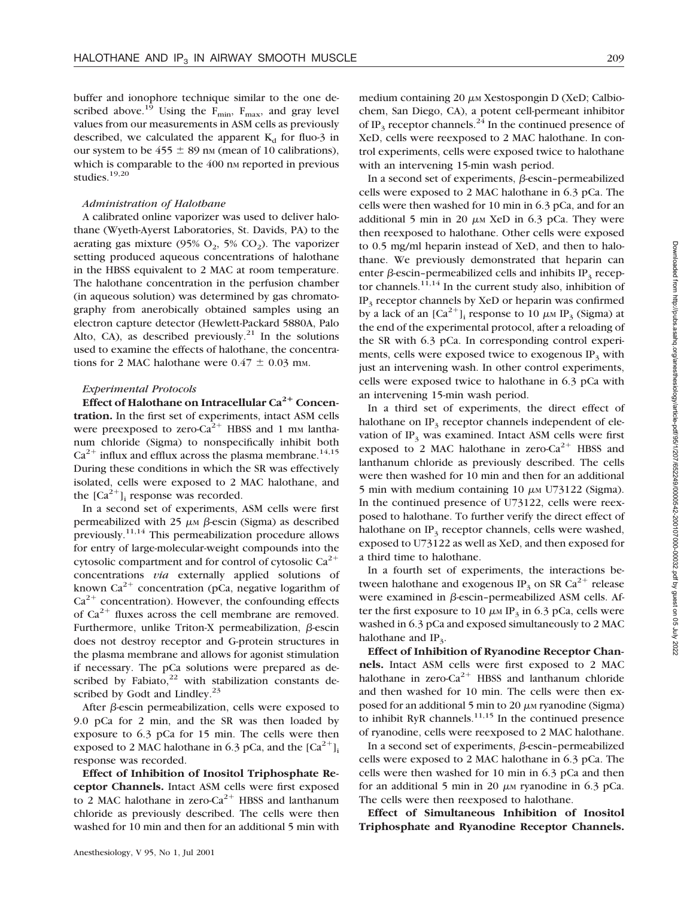buffer and ionophore technique similar to the one described above.[19] Using the $F_{min}$, $F_{max}$, and gray level values from our measurements in ASM cells as previously described, we calculated the apparent $K_d$ for fluo-3 in our system to be 455 ± 89 nM (mean of 10 calibrations), which is comparable to the 400 nM reported in previous studies.[19,20]

#### *Administration of Halothane*

A calibrated online vaporizer was used to deliver halothane (Wyeth-Ayerst Laboratories, St. Davids, PA) to the aerating gas mixture (95% $O_2$, 5% $CO_2$). The vaporizer setting produced aqueous concentrations of halothane in the HBSS equivalent to 2 MAC at room temperature. The halothane concentration in the perfusion chamber (in aqueous solution) was determined by gas chromatography from anerobically obtained samples using an electron capture detector (Hewlett-Packard 5880A, Palo Alto, CA), as described previously.[21] In the solutions used to examine the effects of halothane, the concentrations for 2 MAC halothane were 0.47 ± 0.03 mM.

#### *Experimental Protocols*

**Effect of Halothane on Intracellular $Ca^{2+}$ Concentration.** In the first set of experiments, intact ASM cells were preexposed to zero-$Ca^{2+}$ HBSS and 1 mM lanthanum chloride (Sigma) to nonspecifically inhibit both $Ca^{2+}$ influx and efflux across the plasma membrane.[14,15] During these conditions in which the SR was effectively isolated, cells were exposed to 2 MAC halothane, and the $[Ca^{2+}]_i$ response was recorded.

In a second set of experiments, ASM cells were first permeabilized with 25 μM β-escin (Sigma) as described previously.[11,14] This permeabilization procedure allows for entry of large-molecular-weight compounds into the cytosolic compartment and for control of cytosolic $Ca^{2+}$ concentrations *via* externally applied solutions of known $Ca^{2+}$ concentration (pCa, negative logarithm of $Ca^{2+}$ concentration). However, the confounding effects of $Ca^{2+}$ fluxes across the cell membrane are removed. Furthermore, unlike Triton-X permeabilization, β-escin does not destroy receptor and G-protein structures in the plasma membrane and allows for agonist stimulation if necessary. The pCa solutions were prepared as described by Fabiato,[22] with stabilization constants described by Godt and Lindley.[23]

After β-escin permeabilization, cells were exposed to 9.0 pCa for 2 min, and the SR was then loaded by exposure to 6.3 pCa for 15 min. The cells were then exposed to 2 MAC halothane in 6.3 pCa, and the $[Ca^{2+}]_i$ response was recorded.

**Effect of Inhibition of Inositol Triphosphate Receptor Channels.** Intact ASM cells were first exposed to 2 MAC halothane in zero-$Ca^{2+}$ HBSS and lanthanum chloride as previously described. The cells were then washed for 10 min and then for an additional 5 min with medium containing 20 μM Xestospongin D (XeD; Calbiochem, San Diego, CA), a potent cell-permeant inhibitor of $IP_3$ receptor channels.[24] In the continued presence of XeD, cells were reexposed to 2 MAC halothane. In control experiments, cells were exposed twice to halothane with an intervening 15-min wash period.

In a second set of experiments, β-escin–permeabilized cells were exposed to 2 MAC halothane in 6.3 pCa. The cells were then washed for 10 min in 6.3 pCa, and for an additional 5 min in 20 μM XeD in 6.3 pCa. They were then reexposed to halothane. Other cells were exposed to 0.5 mg/ml heparin instead of XeD, and then to halothane. We previously demonstrated that heparin can enter β-escin–permeabilized cells and inhibits $IP_3$ receptor channels.[11,14] In the current study also, inhibition of $IP_3$ receptor channels by XeD or heparin was confirmed by a lack of an $[Ca^{2+}]_i$ response to 10 μM $IP_3$ (Sigma) at the end of the experimental protocol, after a reloading of the SR with 6.3 pCa. In corresponding control experiments, cells were exposed twice to exogenous $IP_3$ with just an intervening wash. In other control experiments, cells were exposed twice to halothane in 6.3 pCa with an intervening 15-min wash period.

In a third set of experiments, the direct effect of halothane on $IP_3$ receptor channels independent of elevation of $IP_3$ was examined. Intact ASM cells were first exposed to 2 MAC halothane in zero-$Ca^{2+}$ HBSS and lanthanum chloride as previously described. The cells were then washed for 10 min and then for an additional 5 min with medium containing 10 μM U73122 (Sigma). In the continued presence of U73122, cells were reexposed to halothane. To further verify the direct effect of halothane on $IP_3$ receptor channels, cells were washed, exposed to U73122 as well as XeD, and then exposed for a third time to halothane.

In a fourth set of experiments, the interactions between halothane and exogenous $IP_3$ on SR $Ca^{2+}$ release were examined in β-escin–permeabilized ASM cells. After the first exposure to 10 μM $IP_3$ in 6.3 pCa, cells were washed in 6.3 pCa and exposed simultaneously to 2 MAC halothane and $IP_3$.

**Effect of Inhibition of Ryanodine Receptor Channels.** Intact ASM cells were first exposed to 2 MAC halothane in zero-$Ca^{2+}$ HBSS and lanthanum chloride and then washed for 10 min. The cells were then exposed for an additional 5 min to 20 μM ryanodine (Sigma) to inhibit RyR channels.[11,15] In the continued presence of ryanodine, cells were reexposed to 2 MAC halothane.

In a second set of experiments, β-escin–permeabilized cells were exposed to 2 MAC halothane in 6.3 pCa. The cells were then washed for 10 min in 6.3 pCa and then for an additional 5 min in 20 μM ryanodine in 6.3 pCa. The cells were then reexposed to halothane.

**Effect of Simultaneous Inhibition of Inositol Triphosphate and Ryanodine Receptor Channels.**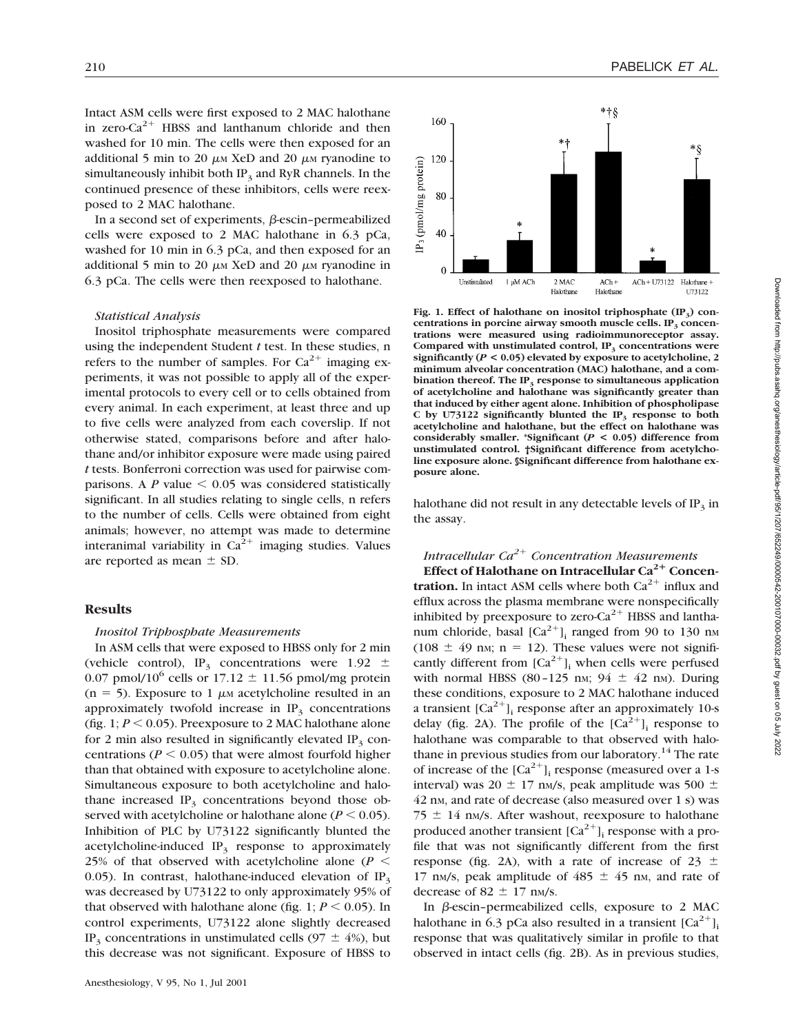Intact ASM cells were first exposed to 2 MAC halothane in zero-$Ca^{2+}$ HBSS and lanthanum chloride and then washed for 10 min. The cells were then exposed for an additional 5 min to 20 $\mu$M XeD and 20 $\mu$M ryanodine to simultaneously inhibit both $IP_3$ and RyR channels. In the continued presence of these inhibitors, cells were reexposed to 2 MAC halothane.

In a second set of experiments, $\beta$-escin–permeabilized cells were exposed to 2 MAC halothane in 6.3 pCa, washed for 10 min in 6.3 pCa, and then exposed for an additional 5 min to 20 $\mu$M XeD and 20 $\mu$M ryanodine in 6.3 pCa. The cells were then reexposed to halothane.

### *Statistical Analysis*

Inositol triphosphate measurements were compared using the independent Student *t* test. In these studies, n refers to the number of samples. For $Ca^{2+}$ imaging experiments, it was not possible to apply all of the experimental protocols to every cell or to cells obtained from every animal. In each experiment, at least three and up to five cells were analyzed from each coverslip. If not otherwise stated, comparisons before and after halothane and/or inhibitor exposure were made using paired *t* tests. Bonferroni correction was used for pairwise comparisons. A $P$ value $< 0.05$ was considered statistically significant. In all studies relating to single cells, n refers to the number of cells. Cells were obtained from eight animals; however, no attempt was made to determine interanimal variability in $Ca^{2+}$ imaging studies. Values are reported as mean $\pm$ SD.

## Results

### *Inositol Triphosphate Measurements*

In ASM cells that were exposed to HBSS only for 2 min (vehicle control), $IP_3$ concentrations were 1.92 $\pm$ 0.07 pmol/$10^6$ cells or 17.12 $\pm$ 11.56 pmol/mg protein (n = 5). Exposure to 1 $\mu$M acetylcholine resulted in an approximately twofold increase in $IP_3$ concentrations (fig. 1; $P < 0.05$). Preexposure to 2 MAC halothane alone for 2 min also resulted in significantly elevated $IP_3$ concentrations ($P < 0.05$) that were almost fourfold higher than that obtained with exposure to acetylcholine alone. Simultaneous exposure to both acetylcholine and halothane increased $IP_3$ concentrations beyond those observed with acetylcholine or halothane alone ($P < 0.05$). Inhibition of PLC by U73122 significantly blunted the acetylcholine-induced $IP_3$ response to approximately 25% of that observed with acetylcholine alone ($P < 0.05$). In contrast, halothane-induced elevation of $IP_3$ was decreased by U73122 to only approximately 95% of that observed with halothane alone (fig. 1; $P < 0.05$). In control experiments, U73122 alone slightly decreased $IP_3$ concentrations in unstimulated cells (97 $\pm$ 4%), but this decrease was not significant. Exposure of HBSS to halothane did not result in any detectable levels of $IP_3$ in the assay.

**Fig. 1. Effect of halothane on inositol triphosphate ($IP_3$) concentrations in porcine airway smooth muscle cells. $IP_3$ concentrations were measured using radioimmunoreceptor assay. Compared with unstimulated control, $IP_3$ concentrations were significantly ($P < 0.05$) elevated by exposure to acetylcholine, 2 minimum alveolar concentration (MAC) halothane, and a combination thereof. The $IP_3$ response to simultaneous application of acetylcholine and halothane was significantly greater than that induced by either agent alone. Inhibition of phospholipase C by U73122 significantly blunted the $IP_3$ response to both acetylcholine and halothane, but the effect on halothane was considerably smaller. \*Significant ($P < 0.05$) difference from unstimulated control. †Significant difference from acetylcholine exposure alone. §Significant difference from halothane exposure alone.**

### *Intracellular $Ca^{2+}$ Concentration Measurements*

**Effect of Halothane on Intracellular $Ca^{2+}$ Concentration.** In intact ASM cells where both $Ca^{2+}$ influx and efflux across the plasma membrane were nonspecifically inhibited by preexposure to zero-$Ca^{2+}$ HBSS and lanthanum chloride, basal $[Ca^{2+}]_i$ ranged from 90 to 130 nM (108 $\pm$ 49 nM; n = 12). These values were not significantly different from $[Ca^{2+}]_i$ when cells were perfused with normal HBSS (80–125 nM; 94 $\pm$ 42 nM). During these conditions, exposure to 2 MAC halothane induced a transient $[Ca^{2+}]_i$ response after an approximately 10-s delay (fig. 2A). The profile of the $[Ca^{2+}]_i$ response to halothane was comparable to that observed with halothane in previous studies from our laboratory.[14] The rate of increase of the $[Ca^{2+}]_i$ response (measured over a 1-s interval) was 20 $\pm$ 17 nM/s, peak amplitude was 500 $\pm$ 42 nM, and rate of decrease (also measured over 1 s) was 75 $\pm$ 14 nM/s. After washout, reexposure to halothane produced another transient $[Ca^{2+}]_i$ response with a profile that was not significantly different from the first response (fig. 2A), with a rate of increase of 23 $\pm$ 17 nM/s, peak amplitude of 485 $\pm$ 45 nM, and rate of decrease of 82 $\pm$ 17 nM/s.

In $\beta$-escin–permeabilized cells, exposure to 2 MAC halothane in 6.3 pCa also resulted in a transient $[Ca^{2+}]_i$ response that was qualitatively similar in profile to that observed in intact cells (fig. 2B). As in previous studies,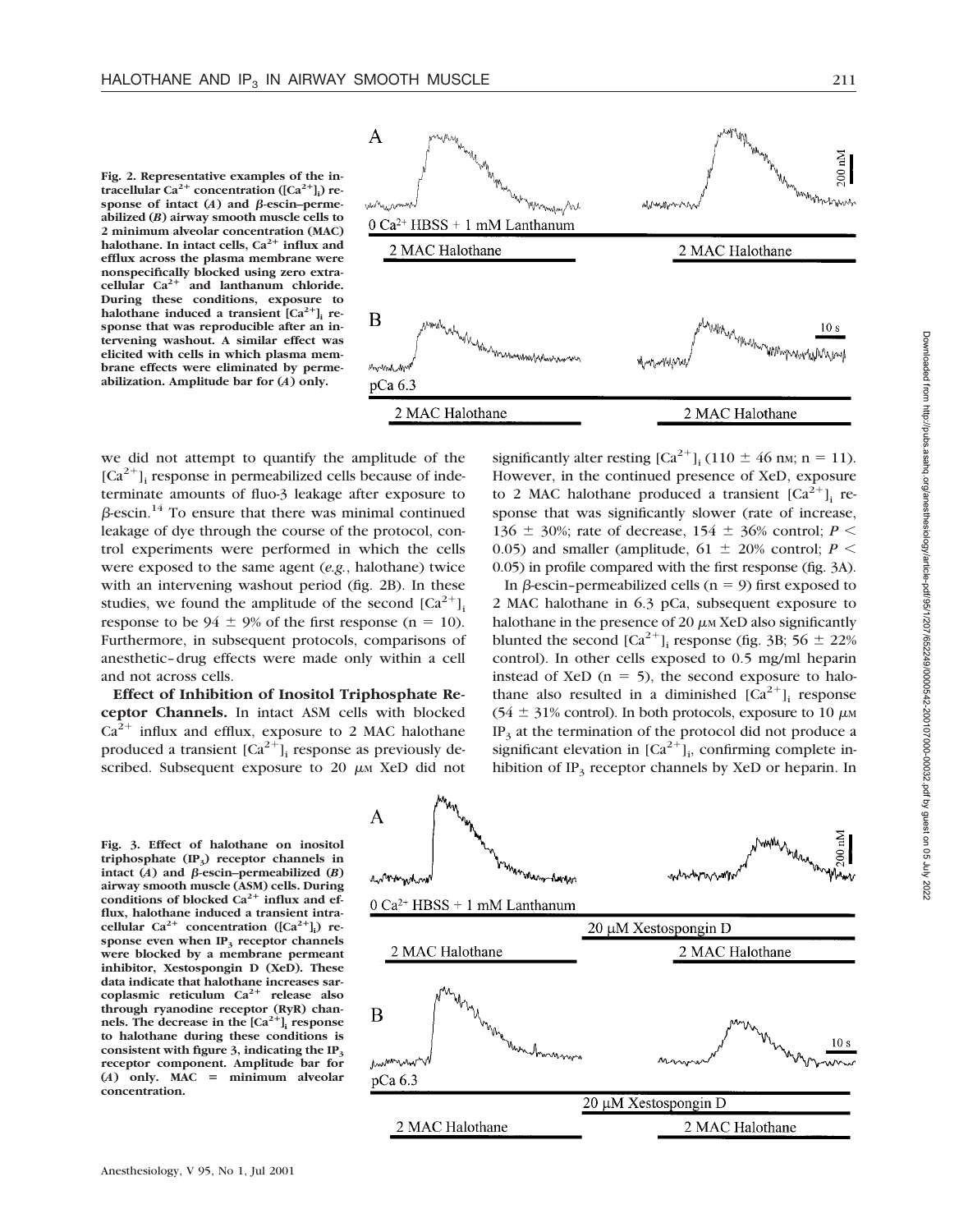Fig. 2. Representative examples of the intracellular $Ca^{2+}$ concentration ($[Ca^{2+}]_i$) response of intact (*A*) and β-escin–permeabilized (*B*) airway smooth muscle cells to 2 minimum alveolar concentration (MAC) halothane. In intact cells, $Ca^{2+}$ influx and efflux across the plasma membrane were nonspecifically blocked using zero extracellular $Ca^{2+}$ and lanthanum chloride. During these conditions, exposure to halothane induced a transient $[Ca^{2+}]_i$ response that was reproducible after an intervening washout. A similar effect was elicited with cells in which plasma membrane effects were eliminated by permeabilization. Amplitude bar for (*A*) only.

we did not attempt to quantify the amplitude of the $[Ca^{2+}]_i$ response in permeabilized cells because of indeterminate amounts of fluo-3 leakage after exposure to β-escin.[14] To ensure that there was minimal continued leakage of dye through the course of the protocol, control experiments were performed in which the cells were exposed to the same agent (*e.g.*, halothane) twice with an intervening washout period (fig. 2B). In these studies, we found the amplitude of the second $[Ca^{2+}]_i$ response to be 94 ± 9% of the first response (n = 10). Furthermore, in subsequent protocols, comparisons of anesthetic–drug effects were made only within a cell and not across cells.

**Effect of Inhibition of Inositol Triphosphate Receptor Channels.** In intact ASM cells with blocked $Ca^{2+}$ influx and efflux, exposure to 2 MAC halothane produced a transient $[Ca^{2+}]_i$ response as previously described. Subsequent exposure to 20 μM XeD did not significantly alter resting $[Ca^{2+}]_i$ (110 ± 46 nM; n = 11). However, in the continued presence of XeD, exposure to 2 MAC halothane produced a transient $[Ca^{2+}]_i$ response that was significantly slower (rate of increase, 136 ± 30%; rate of decrease, 154 ± 36% control; $P < 0.05$) and smaller (amplitude, 61 ± 20% control; $P < 0.05$) in profile compared with the first response (fig. 3A).

In β-escin–permeabilized cells (n = 9) first exposed to 2 MAC halothane in 6.3 pCa, subsequent exposure to halothane in the presence of 20 μM XeD also significantly blunted the second $[Ca^{2+}]_i$ response (fig. 3B; 56 ± 22% control). In other cells exposed to 0.5 mg/ml heparin instead of XeD (n = 5), the second exposure to halothane also resulted in a diminished $[Ca^{2+}]_i$ response (54 ± 31% control). In both protocols, exposure to 10 μM $IP_3$ at the termination of the protocol did not produce a significant elevation in $[Ca^{2+}]_i$, confirming complete inhibition of $IP_3$ receptor channels by XeD or heparin. In

Fig. 3. Effect of halothane on inositol triphosphate ($IP_3$) receptor channels in intact (*A*) and β-escin–permeabilized (*B*) airway smooth muscle (ASM) cells. During conditions of blocked $Ca^{2+}$ influx and efflux, halothane induced a transient intracellular $Ca^{2+}$ concentration ($[Ca^{2+}]_i$) response even when $IP_3$ receptor channels were blocked by a membrane permeant inhibitor, Xestospongin D (XeD). These data indicate that halothane increases sarcoplasmic reticulum $Ca^{2+}$ release also through ryanodine receptor (RyR) channels. The decrease in the $[Ca^{2+}]_i$ response to halothane during these conditions is consistent with figure 3, indicating the $IP_3$ receptor component. Amplitude bar for (*A*) only. MAC = minimum alveolar concentration.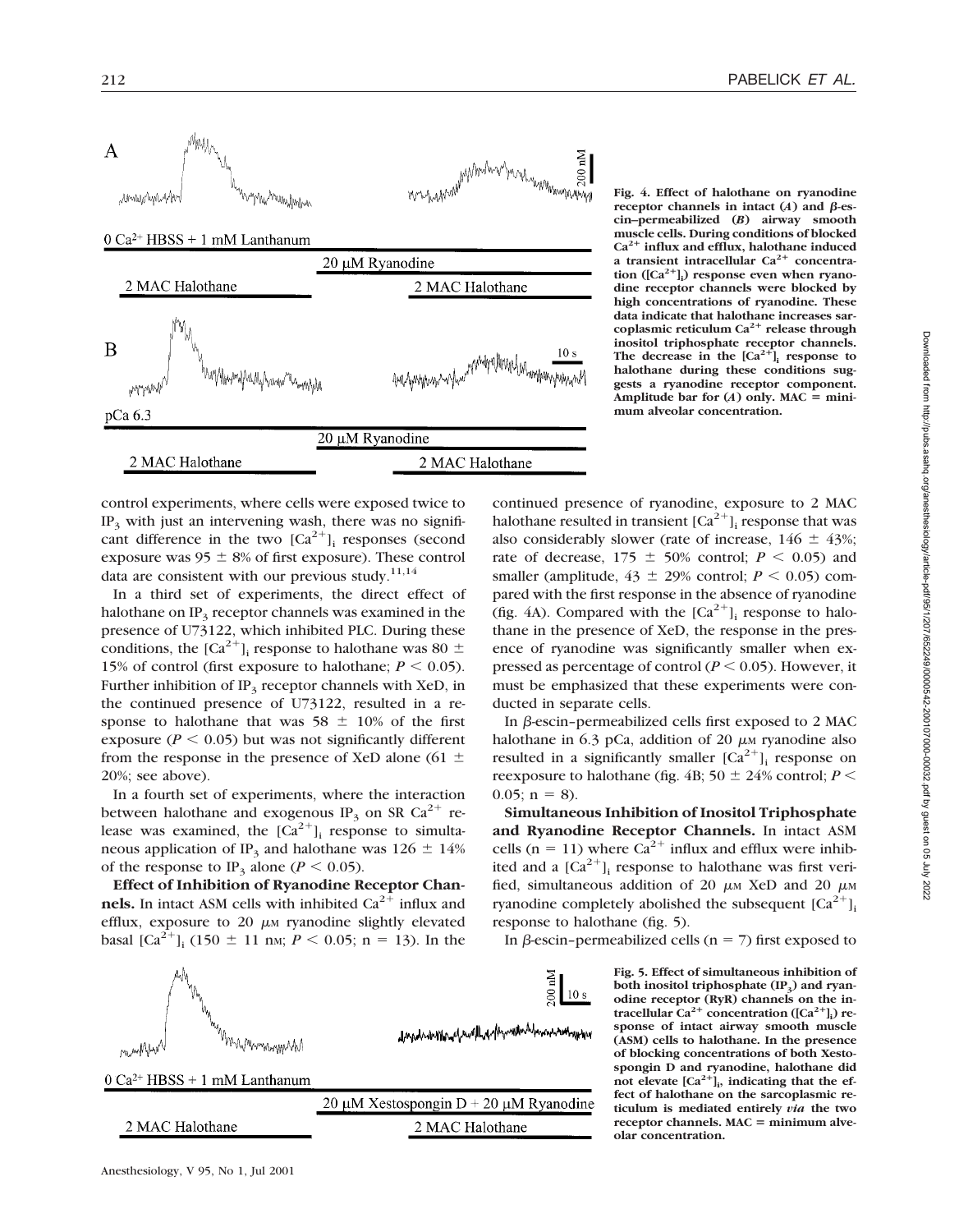Fig. 4. Effect of halothane on ryanodine receptor channels in intact (*A*) and β-escin–permeabilized (*B*) airway smooth muscle cells. During conditions of blocked $Ca^{2+}$ influx and efflux, halothane induced a transient intracellular $Ca^{2+}$ concentration ($[Ca^{2+}]_i$) response even when ryanodine receptor channels were blocked by high concentrations of ryanodine. These data indicate that halothane increases sarcoplasmic reticulum $Ca^{2+}$ release through inositol triphosphate receptor channels. The decrease in the $[Ca^{2+}]_i$ response to halothane during these conditions suggests a ryanodine receptor component. Amplitude bar for (*A*) only. MAC = minimum alveolar concentration.

control experiments, where cells were exposed twice to $IP_3$ with just an intervening wash, there was no significant difference in the two $[Ca^{2+}]_i$ responses (second exposure was 95 ± 8% of first exposure). These control data are consistent with our previous study.[11,14]

In a third set of experiments, the direct effect of halothane on $IP_3$ receptor channels was examined in the presence of U73122, which inhibited PLC. During these conditions, the $[Ca^{2+}]_i$ response to halothane was 80 ± 15% of control (first exposure to halothane; $P < 0.05$). Further inhibition of $IP_3$ receptor channels with XeD, in the continued presence of U73122, resulted in a response to halothane that was 58 ± 10% of the first exposure ($P < 0.05$) but was not significantly different from the response in the presence of XeD alone (61 ± 20%; see above).

In a fourth set of experiments, where the interaction between halothane and exogenous $IP_3$ on SR $Ca^{2+}$ release was examined, the $[Ca^{2+}]_i$ response to simultaneous application of $IP_3$ and halothane was 126 ± 14% of the response to $IP_3$ alone ($P < 0.05$).

**Effect of Inhibition of Ryanodine Receptor Channels.** In intact ASM cells with inhibited $Ca^{2+}$ influx and efflux, exposure to 20 μM ryanodine slightly elevated basal $[Ca^{2+}]_i$ (150 ± 11 nM; $P < 0.05$; n = 13). In the continued presence of ryanodine, exposure to 2 MAC halothane resulted in transient $[Ca^{2+}]_i$ response that was also considerably slower (rate of increase, 146 ± 43%; rate of decrease, 175 ± 50% control; $P < 0.05$) and smaller (amplitude, 43 ± 29% control; $P < 0.05$) compared with the first response in the absence of ryanodine (fig. 4A). Compared with the $[Ca^{2+}]_i$ response to halothane in the presence of XeD, the response in the presence of ryanodine was significantly smaller when expressed as percentage of control ($P < 0.05$). However, it must be emphasized that these experiments were conducted in separate cells.

In β-escin–permeabilized cells first exposed to 2 MAC halothane in 6.3 pCa, addition of 20 μM ryanodine also resulted in a significantly smaller $[Ca^{2+}]_i$ response on reexposure to halothane (fig. 4B; 50 ± 24% control; $P < 0.05$; n = 8).

**Simultaneous Inhibition of Inositol Triphosphate and Ryanodine Receptor Channels.** In intact ASM cells (n = 11) where $Ca^{2+}$ influx and efflux were inhibited and a $[Ca^{2+}]_i$ response to halothane was first verified, simultaneous addition of 20 μM XeD and 20 μM ryanodine completely abolished the subsequent $[Ca^{2+}]_i$ response to halothane (fig. 5).

In β-escin–permeabilized cells (n = 7) first exposed to

Fig. 5. Effect of simultaneous inhibition of both inositol triphosphate ($IP_3$) and ryanodine receptor (RyR) channels on the intracellular $Ca^{2+}$ concentration ($[Ca^{2+}]_i$) response of intact airway smooth muscle (ASM) cells to halothane. In the presence of blocking concentrations of both Xestospongin D and ryanodine, halothane did not elevate $[Ca^{2+}]_i$, indicating that the effect of halothane on the sarcoplasmic reticulum is mediated entirely *via* the two receptor channels. MAC = minimum alveolar concentration.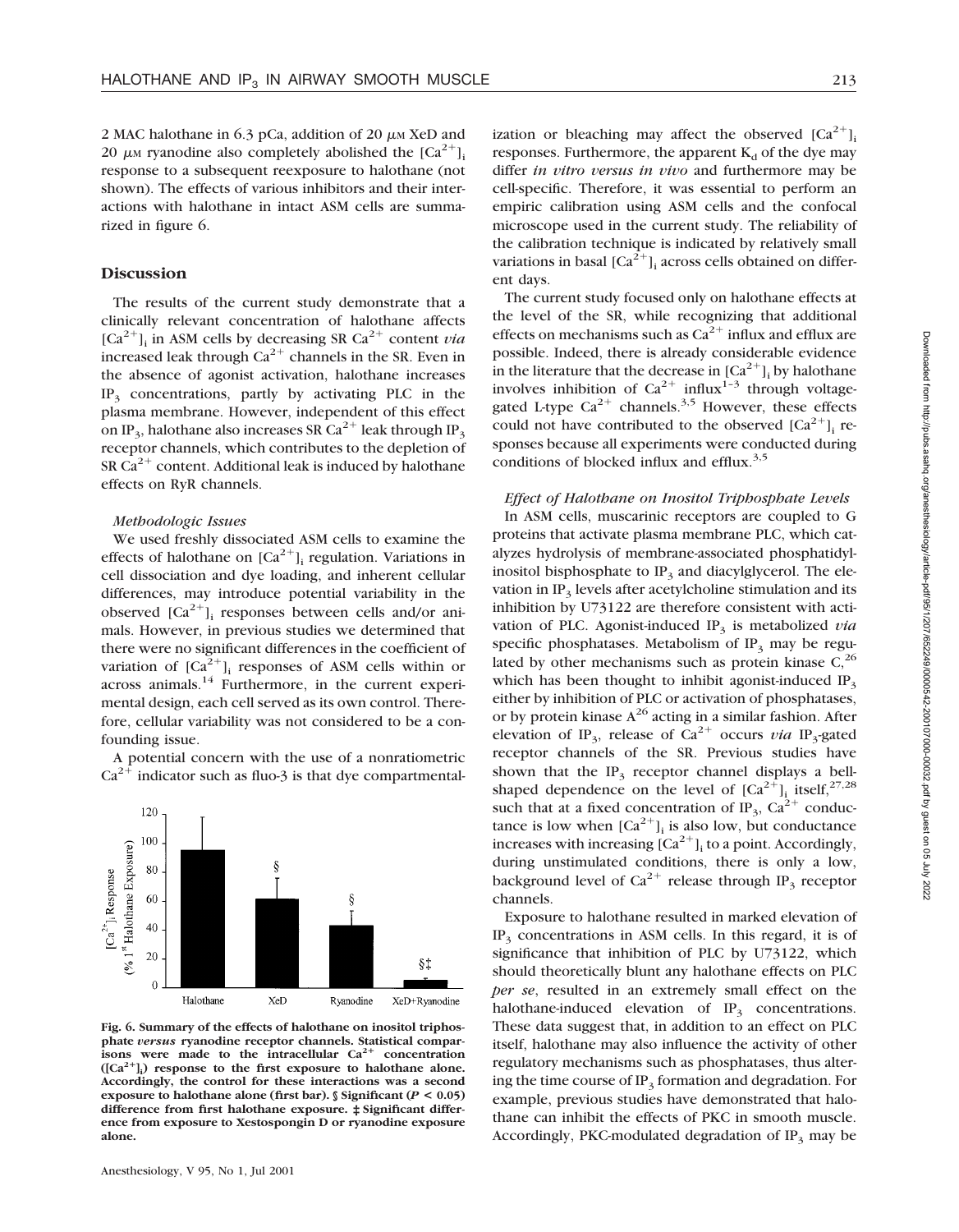2 MAC halothane in 6.3 pCa, addition of 20 μM XeD and 20 μM ryanodine also completely abolished the $[Ca^{2+}]_i$ response to a subsequent reexposure to halothane (not shown). The effects of various inhibitors and their interactions with halothane in intact ASM cells are summarized in figure 6.

## Discussion

The results of the current study demonstrate that a clinically relevant concentration of halothane affects $[Ca^{2+}]_i$ in ASM cells by decreasing SR $Ca^{2+}$ content *via* increased leak through $Ca^{2+}$ channels in the SR. Even in the absence of agonist activation, halothane increases $IP_3$ concentrations, partly by activating PLC in the plasma membrane. However, independent of this effect on $IP_3$, halothane also increases SR $Ca^{2+}$ leak through $IP_3$ receptor channels, which contributes to the depletion of SR $Ca^{2+}$ content. Additional leak is induced by halothane effects on RyR channels.

### Methodologic Issues

We used freshly dissociated ASM cells to examine the effects of halothane on $[Ca^{2+}]_i$ regulation. Variations in cell dissociation and dye loading, and inherent cellular differences, may introduce potential variability in the observed $[Ca^{2+}]_i$ responses between cells and/or animals. However, in previous studies we determined that there were no significant differences in the coefficient of variation of $[Ca^{2+}]_i$ responses of ASM cells within or across animals.[14] Furthermore, in the current experimental design, each cell served as its own control. Therefore, cellular variability was not considered to be a confounding issue.

A potential concern with the use of a nonratiometric $Ca^{2+}$ indicator such as fluo-3 is that dye compartmentalization or bleaching may affect the observed $[Ca^{2+}]_i$ responses. Furthermore, the apparent $K_d$ of the dye may differ *in vitro versus in vivo* and furthermore may be cell-specific. Therefore, it was essential to perform an empiric calibration using ASM cells and the confocal microscope used in the current study. The reliability of the calibration technique is indicated by relatively small variations in basal $[Ca^{2+}]_i$ across cells obtained on different days.

The current study focused only on halothane effects at the level of the SR, while recognizing that additional effects on mechanisms such as $Ca^{2+}$ influx and efflux are possible. Indeed, there is already considerable evidence in the literature that the decrease in $[Ca^{2+}]_i$ by halothane involves inhibition of $Ca^{2+}$ influx[1–3] through voltage-gated L-type $Ca^{2+}$ channels.[3,5] However, these effects could not have contributed to the observed $[Ca^{2+}]_i$ responses because all experiments were conducted during conditions of blocked influx and efflux.[3,5]

**Fig. 6. Summary of the effects of halothane on inositol triphosphate *versus* ryanodine receptor channels. Statistical comparisons were made to the intracellular $Ca^{2+}$ concentration ($[Ca^{2+}]_i$) response to the first exposure to halothane alone. Accordingly, the control for these interactions was a second exposure to halothane alone (first bar). § Significant ($P < 0.05$) difference from first halothane exposure. ‡ Significant difference from exposure to Xestospongin D or ryanodine exposure alone.**

### Effect of Halothane on Inositol Triphosphate Levels

In ASM cells, muscarinic receptors are coupled to G proteins that activate plasma membrane PLC, which catalyzes hydrolysis of membrane-associated phosphatidylinositol bisphosphate to $IP_3$ and diacylglycerol. The elevation in $IP_3$ levels after acetylcholine stimulation and its inhibition by U73122 are therefore consistent with activation of PLC. Agonist-induced $IP_3$ is metabolized *via* specific phosphatases. Metabolism of $IP_3$ may be regulated by other mechanisms such as protein kinase C,[26] which has been thought to inhibit agonist-induced $IP_3$ either by inhibition of PLC or activation of phosphatases, or by protein kinase A[26] acting in a similar fashion. After elevation of $IP_3$, release of $Ca^{2+}$ occurs *via* $IP_3$-gated receptor channels of the SR. Previous studies have shown that the $IP_3$ receptor channel displays a bell-shaped dependence on the level of $[Ca^{2+}]_i$ itself,[27,28] such that at a fixed concentration of $IP_3$, $Ca^{2+}$ conductance is low when $[Ca^{2+}]_i$ is also low, but conductance increases with increasing $[Ca^{2+}]_i$ to a point. Accordingly, during unstimulated conditions, there is only a low, background level of $Ca^{2+}$ release through $IP_3$ receptor channels.

Exposure to halothane resulted in marked elevation of $IP_3$ concentrations in ASM cells. In this regard, it is of significance that inhibition of PLC by U73122, which should theoretically blunt any halothane effects on PLC *per se*, resulted in an extremely small effect on the halothane-induced elevation of $IP_3$ concentrations. These data suggest that, in addition to an effect on PLC itself, halothane may also influence the activity of other regulatory mechanisms such as phosphatases, thus altering the time course of $IP_3$ formation and degradation. For example, previous studies have demonstrated that halothane can inhibit the effects of PKC in smooth muscle. Accordingly, PKC-modulated degradation of $IP_3$ may be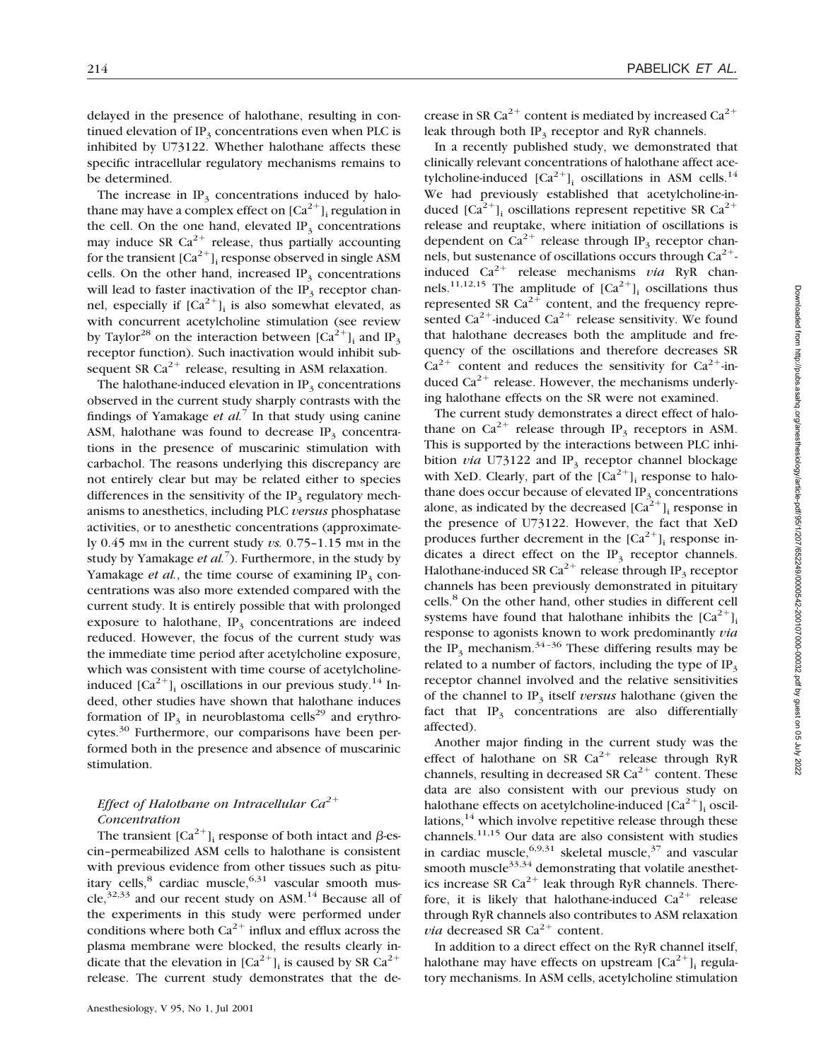delayed in the presence of halothane, resulting in continued elevation of $IP_3$ concentrations even when PLC is inhibited by U73122. Whether halothane affects these specific intracellular regulatory mechanisms remains to be determined.

The increase in $IP_3$ concentrations induced by halothane may have a complex effect on $[Ca^{2+}]_i$ regulation in the cell. On the one hand, elevated $IP_3$ concentrations may induce SR $Ca^{2+}$ release, thus partially accounting for the transient $[Ca^{2+}]_i$ response observed in single ASM cells. On the other hand, increased $IP_3$ concentrations will lead to faster inactivation of the $IP_3$ receptor channel, especially if $[Ca^{2+}]_i$ is also somewhat elevated, as with concurrent acetylcholine stimulation (see review by Taylor[28] on the interaction between $[Ca^{2+}]_i$ and $IP_3$ receptor function). Such inactivation would inhibit subsequent SR $Ca^{2+}$ release, resulting in ASM relaxation.

The halothane-induced elevation in $IP_3$ concentrations observed in the current study sharply contrasts with the findings of Yamakage *et al.*[7] In that study using canine ASM, halothane was found to decrease $IP_3$ concentrations in the presence of muscarinic stimulation with carbachol. The reasons underlying this discrepancy are not entirely clear but may be related either to species differences in the sensitivity of the $IP_3$ regulatory mechanisms to anesthetics, including PLC *versus* phosphatase activities, or to anesthetic concentrations (approximately 0.45 mM in the current study *vs.* 0.75–1.15 mM in the study by Yamakage *et al.*[7]). Furthermore, in the study by Yamakage *et al.*, the time course of examining $IP_3$ concentrations was also more extended compared with the current study. It is entirely possible that with prolonged exposure to halothane, $IP_3$ concentrations are indeed reduced. However, the focus of the current study was the immediate time period after acetylcholine exposure, which was consistent with time course of acetylcholine-induced $[Ca^{2+}]_i$ oscillations in our previous study.[14] Indeed, other studies have shown that halothane induces formation of $IP_3$ in neuroblastoma cells[29] and erythrocytes.[30] Furthermore, our comparisons have been performed both in the presence and absence of muscarinic stimulation.

### *Effect of Halothane on Intracellular $Ca^{2+}$ Concentration*

The transient $[Ca^{2+}]_i$ response of both intact and β-escin–permeabilized ASM cells to halothane is consistent with previous evidence from other tissues such as pituitary cells,[8] cardiac muscle,[6,31] vascular smooth muscle,[32,33] and our recent study on ASM.[14] Because all of the experiments in this study were performed under conditions where both $Ca^{2+}$ influx and efflux across the plasma membrane were blocked, the results clearly indicate that the elevation in $[Ca^{2+}]_i$ is caused by SR $Ca^{2+}$ release. The current study demonstrates that the decrease in SR $Ca^{2+}$ content is mediated by increased $Ca^{2+}$ leak through both $IP_3$ receptor and RyR channels.

In a recently published study, we demonstrated that clinically relevant concentrations of halothane affect acetylcholine-induced $[Ca^{2+}]_i$ oscillations in ASM cells.[14] We had previously established that acetylcholine-induced $[Ca^{2+}]_i$ oscillations represent repetitive SR $Ca^{2+}$ release and reuptake, where initiation of oscillations is dependent on $Ca^{2+}$ release through $IP_3$ receptor channels, but sustenance of oscillations occurs through $Ca^{2+}$-induced $Ca^{2+}$ release mechanisms *via* RyR channels.[11,12,15] The amplitude of $[Ca^{2+}]_i$ oscillations thus represented SR $Ca^{2+}$ content, and the frequency represented $Ca^{2+}$-induced $Ca^{2+}$ release sensitivity. We found that halothane decreases both the amplitude and frequency of the oscillations and therefore decreases SR $Ca^{2+}$ content and reduces the sensitivity for $Ca^{2+}$-induced $Ca^{2+}$ release. However, the mechanisms underlying halothane effects on the SR were not examined.

The current study demonstrates a direct effect of halothane on $Ca^{2+}$ release through $IP_3$ receptors in ASM. This is supported by the interactions between PLC inhibition *via* U73122 and $IP_3$ receptor channel blockage with XeD. Clearly, part of the $[Ca^{2+}]_i$ response to halothane does occur because of elevated $IP_3$ concentrations alone, as indicated by the decreased $[Ca^{2+}]_i$ response in the presence of U73122. However, the fact that XeD produces further decrement in the $[Ca^{2+}]_i$ response indicates a direct effect on the $IP_3$ receptor channels. Halothane-induced SR $Ca^{2+}$ release through $IP_3$ receptor channels has been previously demonstrated in pituitary cells.[8] On the other hand, other studies in different cell systems have found that halothane inhibits the $[Ca^{2+}]_i$ response to agonists known to work predominantly *via* the $IP_3$ mechanism.[34–36] These differing results may be related to a number of factors, including the type of $IP_3$ receptor channel involved and the relative sensitivities of the channel to $IP_3$ itself *versus* halothane (given the fact that $IP_3$ concentrations are also differentially affected).

Another major finding in the current study was the effect of halothane on SR $Ca^{2+}$ release through RyR channels, resulting in decreased SR $Ca^{2+}$ content. These data are also consistent with our previous study on halothane effects on acetylcholine-induced $[Ca^{2+}]_i$ oscillations,[14] which involve repetitive release through these channels.[11,15] Our data are also consistent with studies in cardiac muscle,[6,9,31] skeletal muscle,[37] and vascular smooth muscle[33,34] demonstrating that volatile anesthetics increase SR $Ca^{2+}$ leak through RyR channels. Therefore, it is likely that halothane-induced $Ca^{2+}$ release through RyR channels also contributes to ASM relaxation *via* decreased SR $Ca^{2+}$ content.

In addition to a direct effect on the RyR channel itself, halothane may have effects on upstream $[Ca^{2+}]_i$ regulatory mechanisms. In ASM cells, acetylcholine stimulation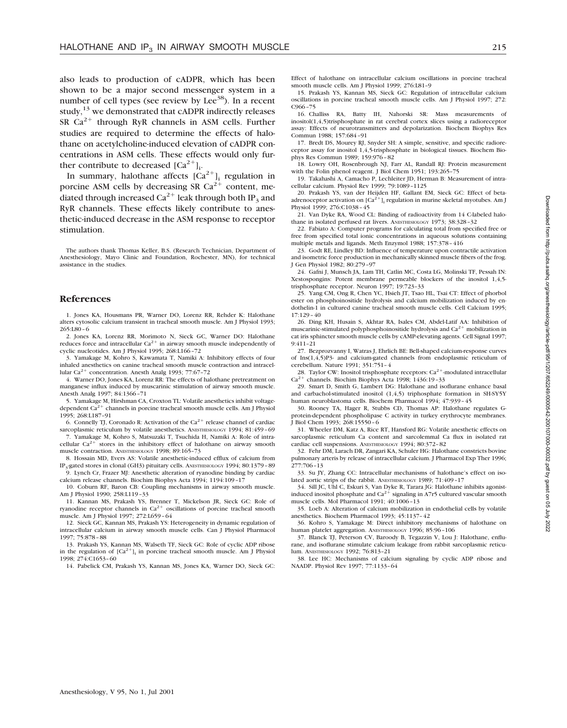also leads to production of cADPR, which has been shown to be a major second messenger system in a number of cell types (see review by Lee[38]). In a recent study,[13] we demonstrated that cADPR indirectly releases SR $Ca^{2+}$ through RyR channels in ASM cells. Further studies are required to determine the effects of halothane on acetylcholine-induced elevation of cADPR concentrations in ASM cells. These effects would only further contribute to decreased $[Ca^{2+}]_i$.

In summary, halothane affects $[Ca^{2+}]_i$ regulation in porcine ASM cells by decreasing SR $Ca^{2+}$ content, mediated through increased $Ca^{2+}$ leak through both $IP_3$ and RyR channels. These effects likely contribute to anesthetic-induced decrease in the ASM response to receptor stimulation.

The authors thank Thomas Keller, B.S. (Research Technician, Department of Anesthesiology, Mayo Clinic and Foundation, Rochester, MN), for technical assistance in the studies.

## References

1. Jones KA, Housmans PR, Warner DO, Lorenz RR, Rehder K: Halothane alters cytosolic calcium transient in tracheal smooth muscle. Am J Physiol 1993; 265:L80–6
2. Jones KA, Lorenz RR, Morimoto N, Sieck GC, Warner DO: Halothane reduces force and intracellular $Ca^{2+}$ in airway smooth muscle independently of cyclic nucleotides. Am J Physiol 1995; 268:L166–72
3. Yamakage M, Kohro S, Kawamata T, Namiki A: Inhibitory effects of four inhaled anesthetics on canine tracheal smooth muscle contraction and intracellular $Ca^{2+}$ concentration. Anesth Analg 1993; 77:67–72
4. Warner DO, Jones KA, Lorenz RR: The effects of halothane pretreatment on manganese influx induced by muscarinic stimulation of airway smooth muscle. Anesth Analg 1997; 84:1366–71
5. Yamakage M, Hirshman CA, Croxton TL: Volatile anesthetics inhibit voltage-dependent $Ca^{2+}$ channels in porcine tracheal smooth muscle cells. Am J Physiol 1995; 268:L187–91
6. Connelly TJ, Coronado R: Activation of the $Ca^{2+}$ release channel of cardiac sarcoplasmic reticulum by volatile anesthetics. ANESTHESIOLOGY 1994; 81:459–69
7. Yamakage M, Kohro S, Matsuzaki T, Tsuchida H, Namiki A: Role of intracellular $Ca^{2+}$ stores in the inhibitory effect of halothane on airway smooth muscle contraction. ANESTHESIOLOGY 1998; 89:165–73
8. Hossain MD, Evers AS: Volatile anesthetic-induced efflux of calcium from $IP_3$-gated stores in clonal (GH3) pituitary cells. ANESTHESIOLOGY 1994; 80:1379–89
9. Lynch Cr, Frazer MJ: Anesthetic alteration of ryanodine binding by cardiac calcium release channels. Biochim Biophys Acta 1994; 1194:109–17
10. Coburn RF, Baron CB: Coupling mechanisms in airway smooth muscle. Am J Physiol 1990; 258:L119–33
11. Kannan MS, Prakash YS, Brenner T, Mickelson JR, Sieck GC: Role of ryanodine receptor channels in $Ca^{2+}$ oscillations of porcine tracheal smooth muscle. Am J Physiol 1997; 272:L659–64
12. Sieck GC, Kannan MS, Prakash YS: Heterogeneity in dynamic regulation of intracellular calcium in airway smooth muscle cells. Can J Physiol Pharmacol 1997; 75:878–88
13. Prakash YS, Kannan MS, Walseth TF, Sieck GC: Role of cyclic ADP ribose in the regulation of $[Ca^{2+}]_i$ in porcine tracheal smooth muscle. Am J Physiol 1998; 274:C1653–60
14. Pabelick CM, Prakash YS, Kannan MS, Jones KA, Warner DO, Sieck GC: Effect of halothane on intracellular calcium oscillations in porcine tracheal smooth muscle cells. Am J Physiol 1999; 276:L81–9
15. Prakash YS, Kannan MS, Sieck GC: Regulation of intracellular calcium oscillations in porcine tracheal smooth muscle cells. Am J Physiol 1997; 272:C966–75
16. Challiss RA, Batty IH, Nahorski SR: Mass measurements of inositol(1,4,5)trisphosphate in rat cerebral cortex slices using a radioreceptor assay: Effects of neurotransmitters and depolarization. Biochem Biophys Res Commun 1988; 157:684–91
17. Bredt DS, Mourey RJ, Snyder SH: A simple, sensitive, and specific radioreceptor assay for inositol 1,4,5-trisphosphate in biological tissues. Biochem Biophys Res Commun 1989; 159:976–82
18. Lowry OH, Rosenbrough NJ, Farr AL, Randall RJ: Protein measurement with the Folin phenol reagent. J Biol Chem 1951; 193:265–75
19. Takahashi A, Camacho P, Lechleiter JD, Herman B: Measurement of intracellular calcium. Physiol Rev 1999; 79:1089–1125
20. Prakash YS, van der Heijden HF, Gallant EM, Sieck GC: Effect of beta-adrenoceptor activation on $[Ca^{2+}]_i$ regulation in murine skeletal myotubes. Am J Physiol 1999; 276:C1038–45
21. Van Dyke RA, Wood CL: Binding of radioactivity from 14 C-labeled halothane in isolated perfused rat livers. ANESTHESIOLOGY 1973; 38:328–32
22. Fabiato A: Computer programs for calculating total from specified free or free from specified total ionic concentrations in aqueous solutions containing multiple metals and ligands. Meth Enzymol 1988; 157:378–416
23. Godt RE, Lindley BD: Influence of temperature upon contractile activation and isometric force production in mechanically skinned muscle fibers of the frog. J Gen Physiol 1982; 80:279–97
24. Gafni J, Munsch JA, Lam TH, Catlin MC, Costa LG, Molinski TF, Pessah IN: Xestospongins: Potent membrane permeable blockers of the inositol 1,4,5-trisphosphate receptor. Neuron 1997; 19:723–33
25. Yang CM, Ong R, Chen YC, Hsieh JT, Tsao HL, Tsai CT: Effect of phorbol ester on phosphoinositide hydrolysis and calcium mobilization induced by endothelin-1 in cultured canine tracheal smooth muscle cells. Cell Calcium 1995; 17:129–40
26. Ding KH, Husain S, Akhtar RA, Isales CM, Abdel-Latif AA: Inhibition of muscarinic-stimulated polyphosphoinositide hydrolysis and $Ca^{2+}$ mobilization in cat iris sphincter smooth muscle cells by cAMP-elevating agents. Cell Signal 1997; 9:411–21
27. Bezprozvanny I, Watras J, Ehrlich BE: Bell-shaped calcium-response curves of Ins(1,4,5)P3- and calcium-gated channels from endoplasmic reticulum of cerebellum. Nature 1991; 351:751–4
28. Taylor CW: Inositol trisphosphate receptors: $Ca^{2+}$-modulated intracellular $Ca^{2+}$ channels. Biochim Biophys Acta 1998; 1436:19–33
29. Smart D, Smith G, Lambert DG: Halothane and isoflurane enhance basal and carbachol-stimulated inositol (1,4,5) triphosphate formation in SH-SY5Y human neuroblastoma cells. Biochem Pharmacol 1994; 47:939–45
30. Rooney TA, Hager R, Stubbs CD, Thomas AP: Halothane regulates G-protein-dependent phospholipase C activity in turkey erythrocyte membranes. J Biol Chem 1993; 268:15550–6
31. Wheeler DM, Katz A, Rice RT, Hansford RG: Volatile anesthetic effects on sarcoplasmic reticulum Ca content and sarcolemmal Ca flux in isolated rat cardiac cell suspensions. ANESTHESIOLOGY 1994; 80:372–82
32. Fehr DM, Larach DR, Zangari KA, Schuler HG: Halothane constricts bovine pulmonary arteris by release of intracellular calcium. J Pharmacol Exp Ther 1996; 277:706–13
33. Su JY, Zhang CC: Intracellular mechanisms of halothane's effect on isolated aortic strips of the rabbit. ANESTHESIOLOGY 1989; 71:409–17
34. Sill JC, Uhl C, Eskuri S, Van Dyke R, Tarara JG: Halothane inhibits agonist-induced inositol phosphate and $Ca^{2+}$ signaling in A7r5 cultured vascular smooth muscle cells. Mol Pharmacol 1991; 40:1006–13
35. Loeb A: Alteration of calcium mobilization in endothelial cells by volatile anesthetics. Biochem Pharmacol 1993; 45:1137–42
36. Kohro S, Yamakage M: Direct inhibitory mechanisms of halothane on human platelet aggregation. ANESTHESIOLOGY 1996; 85:96–106
37. Blanck TJ, Peterson CV, Baroody B, Tegazzin V, Lou J: Halothane, enflurane, and isoflurane stimulate calcium leakage from rabbit sarcoplasmic reticulum. ANESTHESIOLOGY 1992; 76:813–21
38. Lee HC: Mechanisms of calcium signaling by cyclic ADP ribose and NAADP. Physiol Rev 1997; 77:1133–64